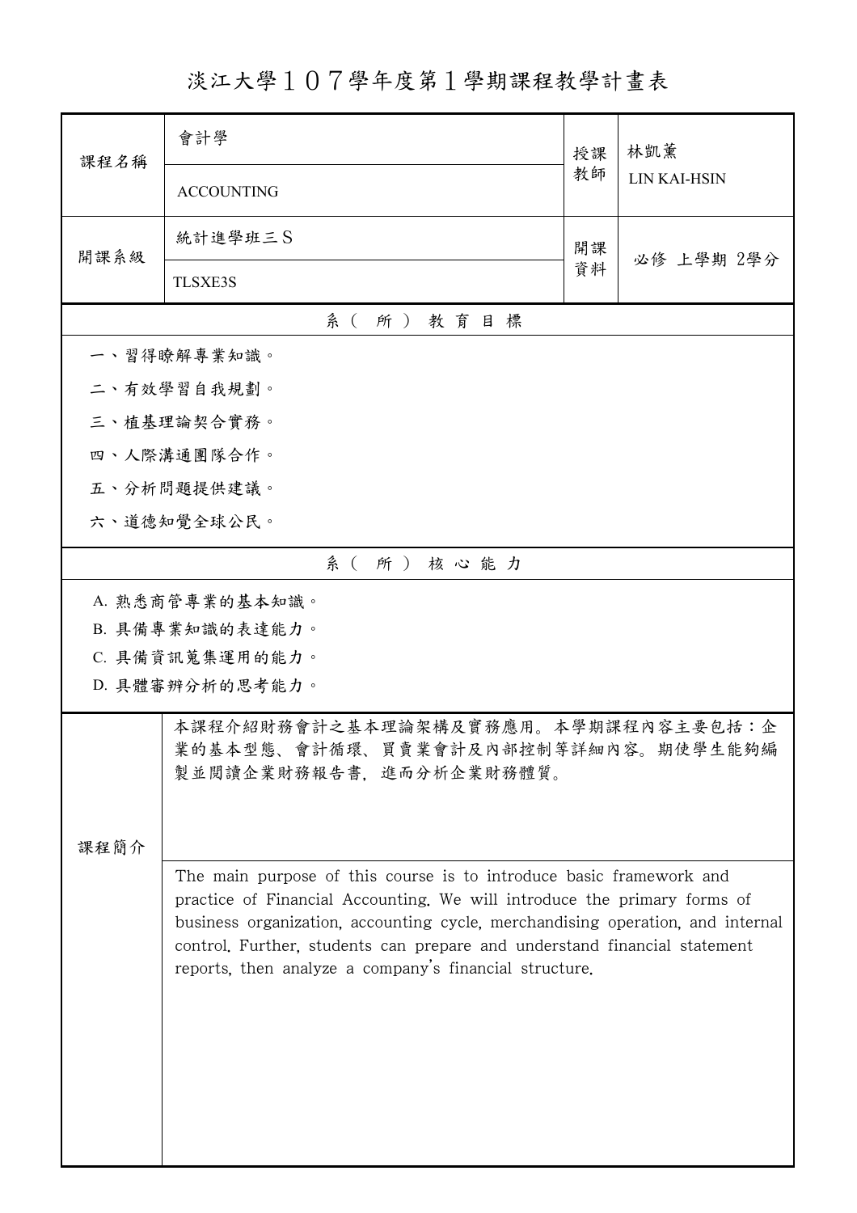# 淡江大學１０７學年度第１學期課程教學計畫表

| 課程名稱 | 會計學<br>ACCOUNTING | 授課教師 | 林凱薰<br>LIN KAI-HSIN |
|---|---|---|---|
| 開課系級 | 統計進學班三Ｓ<br>TLSXE3S | 開課資料 | 必修 上學期 2學分 |

## 系（所）教育目標

一、習得瞭解專業知識。

二、有效學習自我規劃。

三、植基理論契合實務。

四、人際溝通團隊合作。

五、分析問題提供建議。

六、道德知覺全球公民。

## 系（所）核心能力

A. 熟悉商管專業的基本知識。

B. 具備專業知識的表達能力。

C. 具備資訊蒐集運用的能力。

D. 具體審辨分析的思考能力。

## 課程簡介

本課程介紹財務會計之基本理論架構及實務應用。本學期課程內容主要包括：企業的基本型態、會計循環、買賣業會計及內部控制等詳細內容。期使學生能夠編製並閱讀企業財務報告書，進而分析企業財務體質。

The main purpose of this course is to introduce basic framework and practice of Financial Accounting. We will introduce the primary forms of business organization, accounting cycle, merchandising operation, and internal control. Further, students can prepare and understand financial statement reports, then analyze a company's financial structure.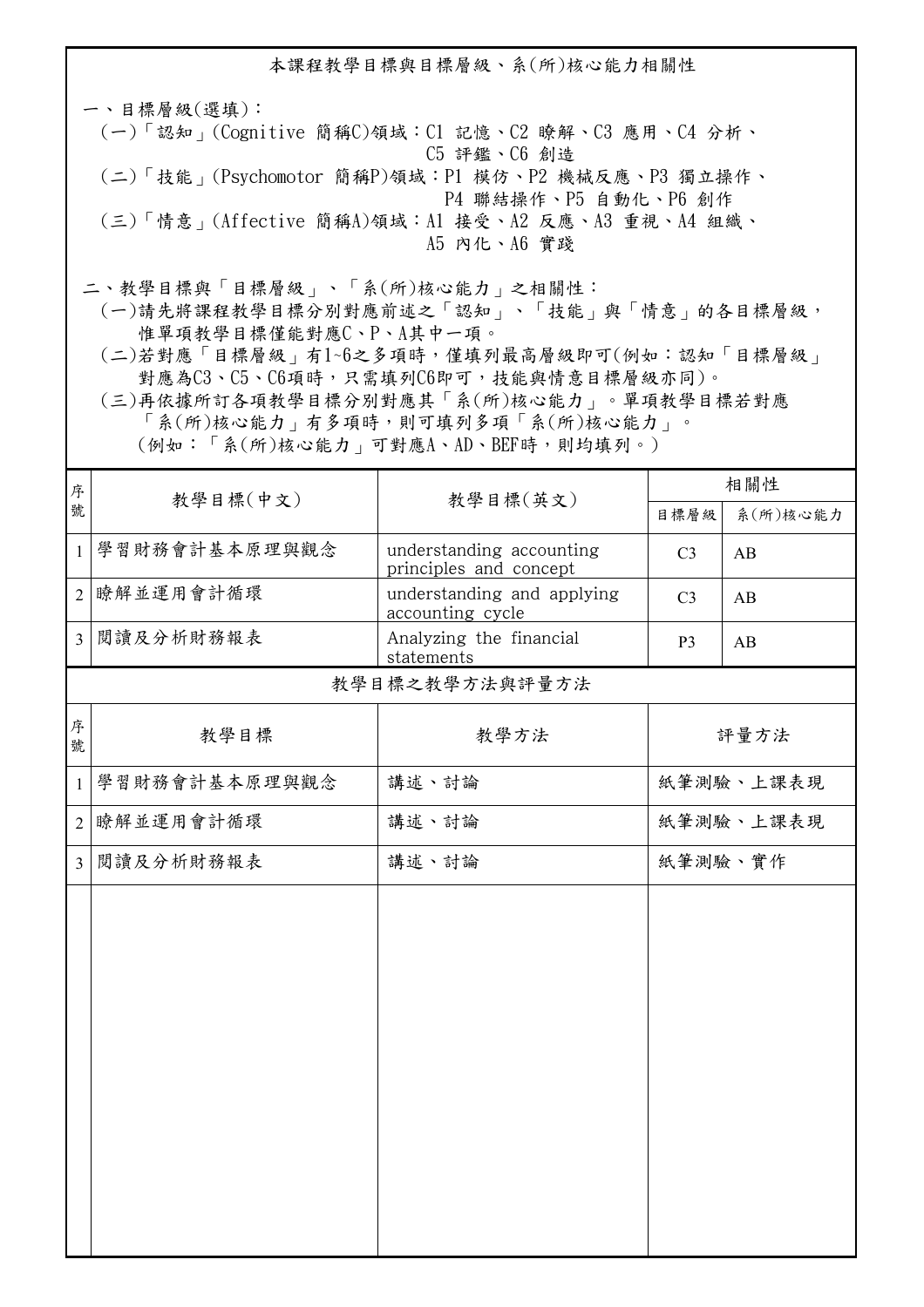# 本課程教學目標與目標層級、系(所)核心能力相關性

一、目標層級(選填)：

(一)「認知」(Cognitive 簡稱C)領域：C1 記憶、C2 瞭解、C3 應用、C4 分析、C5 評鑑、C6 創造

(二)「技能」(Psychomotor 簡稱P)領域：P1 模仿、P2 機械反應、P3 獨立操作、P4 聯結操作、P5 自動化、P6 創作

(三)「情意」(Affective 簡稱A)領域：A1 接受、A2 反應、A3 重視、A4 組織、A5 內化、A6 實踐

二、教學目標與「目標層級」、「系(所)核心能力」之相關性：

(一)請先將課程教學目標分別對應前述之「認知」、「技能」與「情意」的各目標層級，惟單項教學目標僅能對應C、P、A其中一項。

(二)若對應「目標層級」有1~6之多項時，僅填列最高層級即可(例如：認知「目標層級」對應為C3、C5、C6項時，只需填列C6即可，技能與情意目標層級亦同)。

(三)再依據所訂各項教學目標分別對應其「系(所)核心能力」。單項教學目標若對應「系(所)核心能力」有多項時，則可填列多項「系(所)核心能力」。(例如：「系(所)核心能力」可對應A、AD、BEF時，則均填列。)

| 序號 | 教學目標(中文) | 教學目標(英文) | 相關性 | |
|---|---|---|---|---|
| | | | 目標層級 | 系(所)核心能力 |
| 1 | 學習財務會計基本原理與觀念 | understanding accounting principles and concept | C3 | AB |
| 2 | 瞭解並運用會計循環 | understanding and applying accounting cycle | C3 | AB |
| 3 | 閱讀及分析財務報表 | Analyzing the financial statements | P3 | AB |

## 教學目標之教學方法與評量方法

| 序號 | 教學目標 | 教學方法 | 評量方法 |
|---|---|---|---|
| 1 | 學習財務會計基本原理與觀念 | 講述、討論 | 紙筆測驗、上課表現 |
| 2 | 瞭解並運用會計循環 | 講述、討論 | 紙筆測驗、上課表現 |
| 3 | 閱讀及分析財務報表 | 講述、討論 | 紙筆測驗、實作 |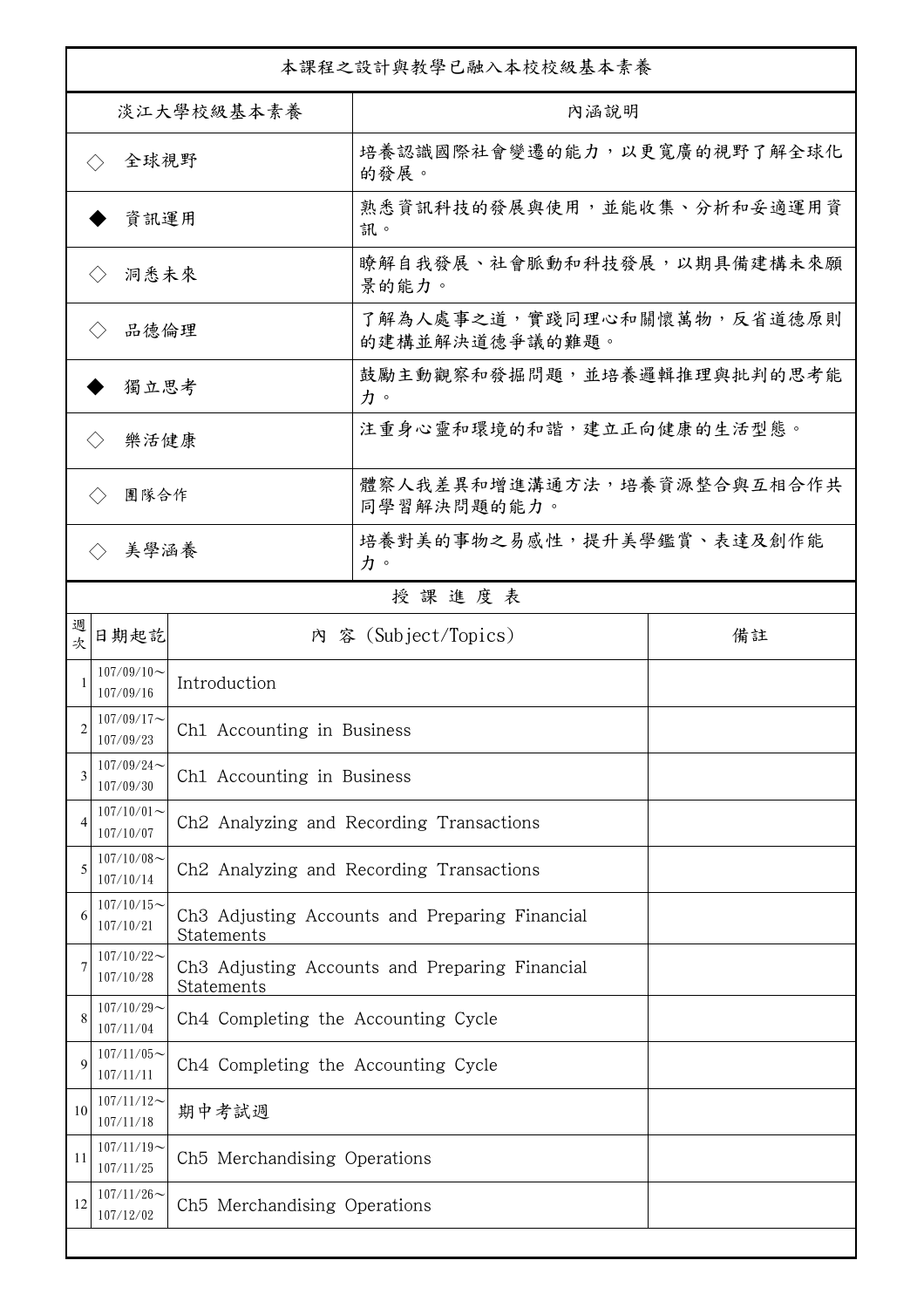| 本課程之設計與教學已融入本校校級基本素養 | |
|---|---|
| 淡江大學校級基本素養 | 內涵說明 |
| ◇ 全球視野 | 培養認識國際社會變遷的能力，以更寬廣的視野了解全球化的發展。 |
| ◆ 資訊運用 | 熟悉資訊科技的發展與使用，並能收集、分析和妥適運用資訊。 |
| ◇ 洞悉未來 | 瞭解自我發展、社會脈動和科技發展，以期具備建構未來願景的能力。 |
| ◇ 品德倫理 | 了解為人處事之道，實踐同理心和關懷萬物，反省道德原則的建構並解決道德爭議的難題。 |
| ◆ 獨立思考 | 鼓勵主動觀察和發掘問題，並培養邏輯推理與批判的思考能力。 |
| ◇ 樂活健康 | 注重身心靈和環境的和諧，建立正向健康的生活型態。 |
| ◇ 團隊合作 | 體察人我差異和增進溝通方法，培養資源整合與互相合作共同學習解決問題的能力。 |
| ◇ 美學涵養 | 培養對美的事物之易感性，提升美學鑑賞、表達及創作能力。 |

授 課 進 度 表

| 週次 | 日期起訖 | 內 容 (Subject/Topics) | 備註 |
|---|---|---|---|
| 1 | 107/09/10～107/09/16 | Introduction | |
| 2 | 107/09/17～107/09/23 | Ch1 Accounting in Business | |
| 3 | 107/09/24～107/09/30 | Ch1 Accounting in Business | |
| 4 | 107/10/01～107/10/07 | Ch2 Analyzing and Recording Transactions | |
| 5 | 107/10/08～107/10/14 | Ch2 Analyzing and Recording Transactions | |
| 6 | 107/10/15～107/10/21 | Ch3 Adjusting Accounts and Preparing Financial Statements | |
| 7 | 107/10/22～107/10/28 | Ch3 Adjusting Accounts and Preparing Financial Statements | |
| 8 | 107/10/29～107/11/04 | Ch4 Completing the Accounting Cycle | |
| 9 | 107/11/05～107/11/11 | Ch4 Completing the Accounting Cycle | |
| 10 | 107/11/12～107/11/18 | 期中考試週 | |
| 11 | 107/11/19～107/11/25 | Ch5 Merchandising Operations | |
| 12 | 107/11/26～107/12/02 | Ch5 Merchandising Operations | |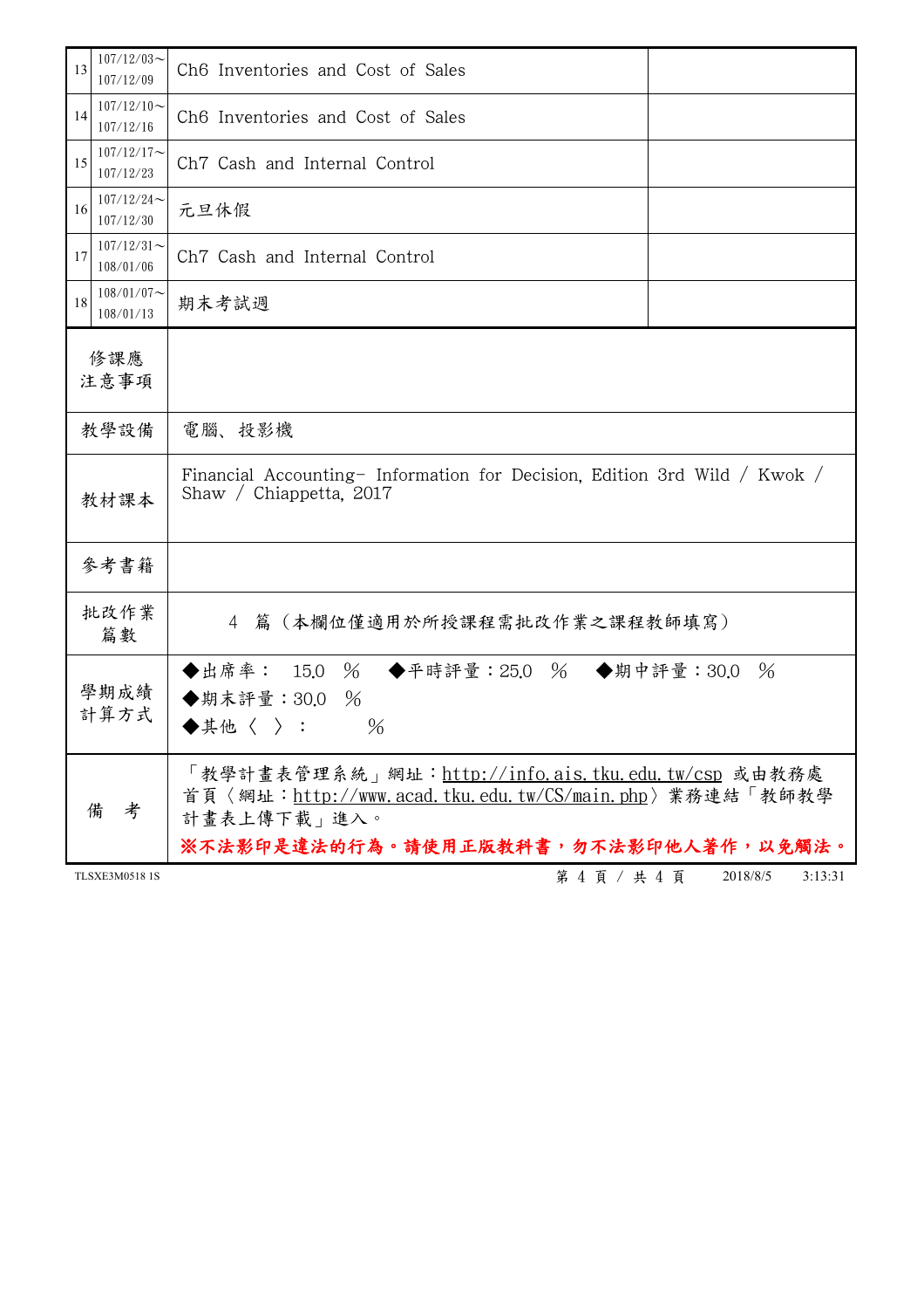| | | | |
|---|---|---|---|
| 13 | 107/12/03～<br>107/12/09 | Ch6 Inventories and Cost of Sales | |
| 14 | 107/12/10～<br>107/12/16 | Ch6 Inventories and Cost of Sales | |
| 15 | 107/12/17～<br>107/12/23 | Ch7 Cash and Internal Control | |
| 16 | 107/12/24～<br>107/12/30 | 元旦休假 | |
| 17 | 107/12/31～<br>108/01/06 | Ch7 Cash and Internal Control | |
| 18 | 108/01/07～<br>108/01/13 | 期末考試週 | |

| | |
|---|---|
| 修課應注意事項 | |
| 教學設備 | 電腦、投影機 |
| 教材課本 | Financial Accounting- Information for Decision, Edition 3rd Wild / Kwok / Shaw / Chiappetta, 2017 |
| 參考書籍 | |
| 批改作業篇數 | 4 篇（本欄位僅適用於所授課程需批改作業之課程教師填寫） |
| 學期成績計算方式 | ◆出席率： 15.0 ％ ◆平時評量：25.0 ％ ◆期中評量：30.0 ％<br>◆期末評量：30.0 ％<br>◆其他〈 〉： ％ |
| 備　考 | 「教學計畫表管理系統」網址：http://info.ais.tku.edu.tw/csp 或由教務處首頁〈網址：http://www.acad.tku.edu.tw/CS/main.php〉業務連結「教師教學計畫表上傳下載」進入。<br>**※不法影印是違法的行為。請使用正版教科書，勿不法影印他人著作，以免觸法。** |

TLSXE3M0518 1S